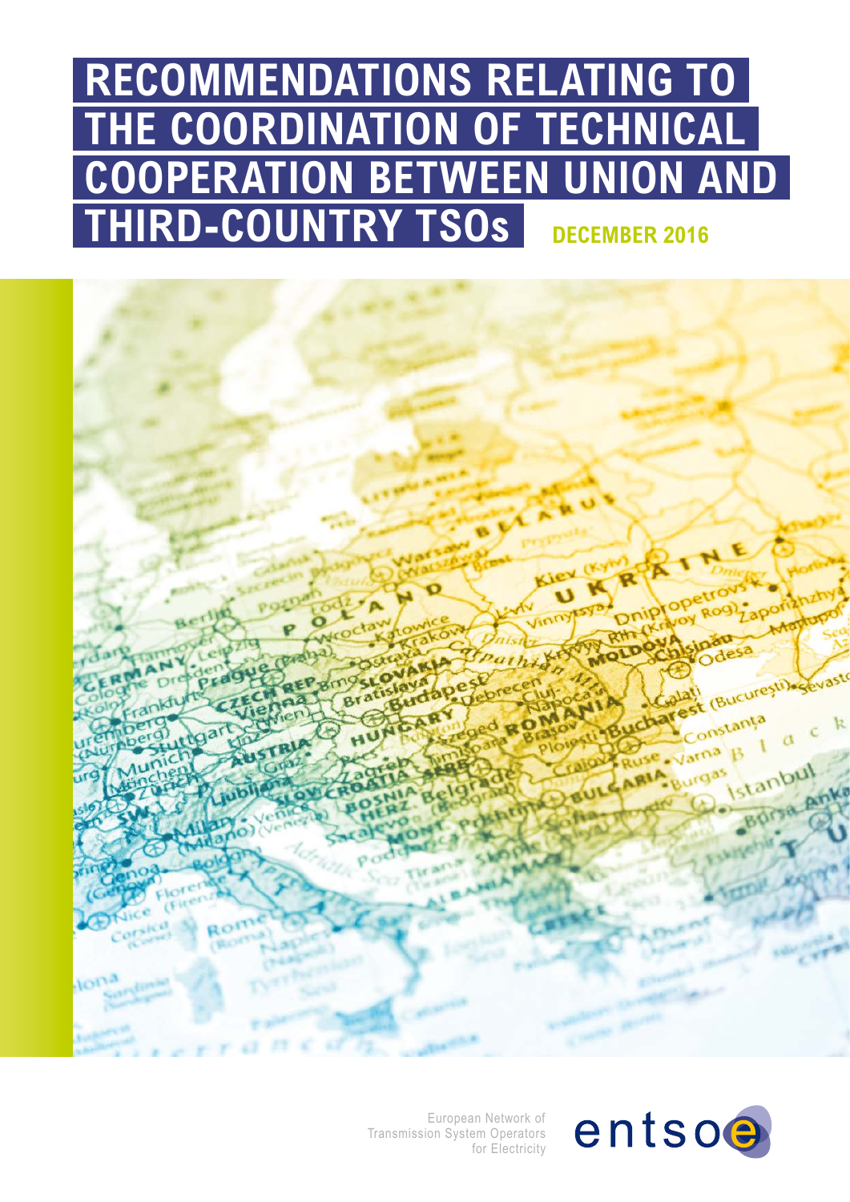# RECOMMENDATIONS RELATING TO THE COORDINATION OF TECHNICAL COOPERATION BETWEEN UNION AND THIRD-COUNTRY TSOs

**DECEMBER 2016**

European Network of Transmission System Operators for Electricity

entsoe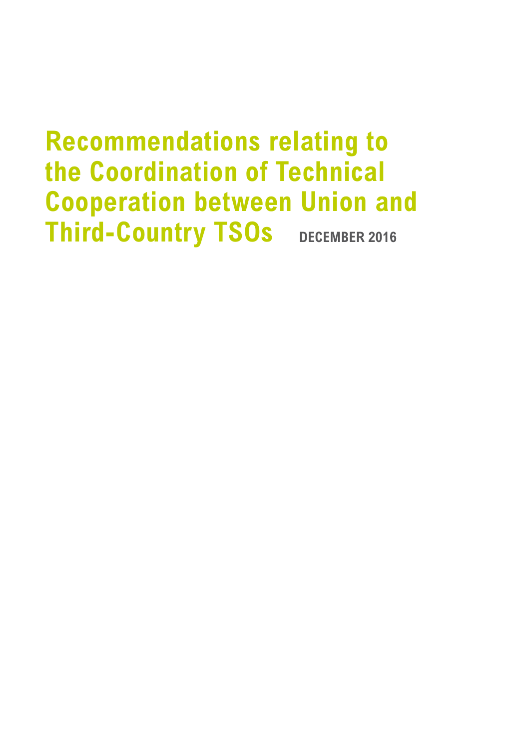# Recommendations relating to the Coordination of Technical Cooperation between Union and Third-Country TSOs

DECEMBER 2016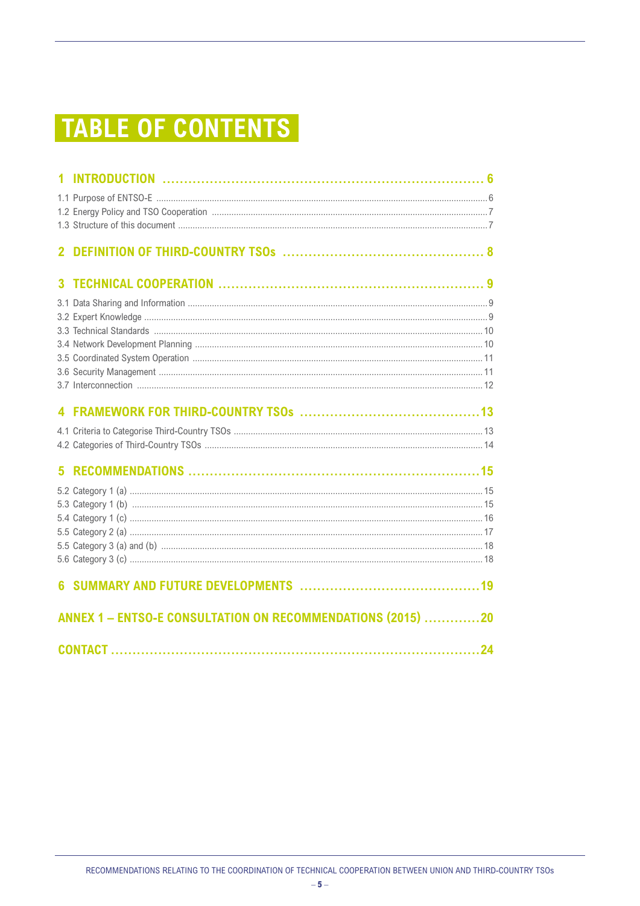# TABLE OF CONTENTS

**1 INTRODUCTION ........ 6**

1.1 Purpose of ENTSO-E ........ 6
1.2 Energy Policy and TSO Cooperation ........ 7
1.3 Structure of this document ........ 7

**2 DEFINITION OF THIRD-COUNTRY TSOs ........ 8**

**3 TECHNICAL COOPERATION ........ 9**

3.1 Data Sharing and Information ........ 9
3.2 Expert Knowledge ........ 9
3.3 Technical Standards ........ 10
3.4 Network Development Planning ........ 10
3.5 Coordinated System Operation ........ 11
3.6 Security Management ........ 11
3.7 Interconnection ........ 12

**4 FRAMEWORK FOR THIRD-COUNTRY TSOs ........ 13**

4.1 Criteria to Categorise Third-Country TSOs ........ 13
4.2 Categories of Third-Country TSOs ........ 14

**5 RECOMMENDATIONS ........ 15**

5.2 Category 1 (a) ........ 15
5.3 Category 1 (b) ........ 15
5.4 Category 1 (c) ........ 16
5.5 Category 2 (a) ........ 17
5.5 Category 3 (a) and (b) ........ 18
5.6 Category 3 (c) ........ 18

**6 SUMMARY AND FUTURE DEVELOPMENTS ........ 19**

**ANNEX 1 – ENTSO-E CONSULTATION ON RECOMMENDATIONS (2015) ........ 20**

**CONTACT ........ 24**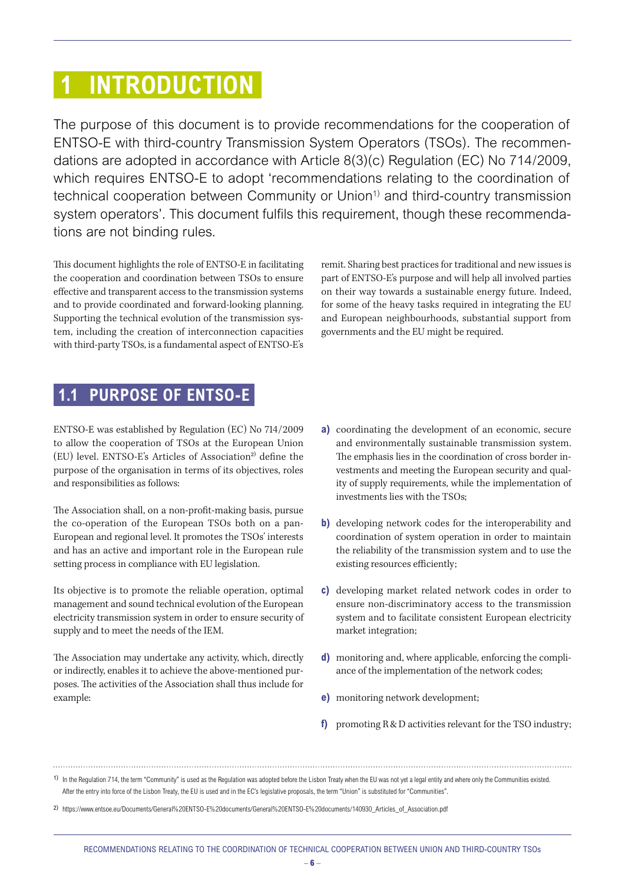# 1 INTRODUCTION

The purpose of this document is to provide recommendations for the cooperation of ENTSO-E with third-country Transmission System Operators (TSOs). The recommendations are adopted in accordance with Article 8(3)(c) Regulation (EC) No 714/2009, which requires ENTSO-E to adopt 'recommendations relating to the coordination of technical cooperation between Community or Union[1] and third-country transmission system operators'. This document fulfils this requirement, though these recommendations are not binding rules.

This document highlights the role of ENTSO-E in facilitating the cooperation and coordination between TSOs to ensure effective and transparent access to the transmission systems and to provide coordinated and forward-looking planning. Supporting the technical evolution of the transmission system, including the creation of interconnection capacities with third-party TSOs, is a fundamental aspect of ENTSO-E's remit. Sharing best practices for traditional and new issues is part of ENTSO-E's purpose and will help all involved parties on their way towards a sustainable energy future. Indeed, for some of the heavy tasks required in integrating the EU and European neighbourhoods, substantial support from governments and the EU might be required.

## 1.1 PURPOSE OF ENTSO-E

ENTSO-E was established by Regulation (EC) No 714/2009 to allow the cooperation of TSOs at the European Union (EU) level. ENTSO-E's Articles of Association[2] define the purpose of the organisation in terms of its objectives, roles and responsibilities as follows:

The Association shall, on a non-profit-making basis, pursue the co-operation of the European TSOs both on a pan-European and regional level. It promotes the TSOs' interests and has an active and important role in the European rule setting process in compliance with EU legislation.

Its objective is to promote the reliable operation, optimal management and sound technical evolution of the European electricity transmission system in order to ensure security of supply and to meet the needs of the IEM.

The Association may undertake any activity, which, directly or indirectly, enables it to achieve the above-mentioned purposes. The activities of the Association shall thus include for example:

- **a)** coordinating the development of an economic, secure and environmentally sustainable transmission system. The emphasis lies in the coordination of cross border investments and meeting the European security and quality of supply requirements, while the implementation of investments lies with the TSOs;
- **b)** developing network codes for the interoperability and coordination of system operation in order to maintain the reliability of the transmission system and to use the existing resources efficiently;
- **c)** developing market related network codes in order to ensure non-discriminatory access to the transmission system and to facilitate consistent European electricity market integration;
- **d)** monitoring and, where applicable, enforcing the compliance of the implementation of the network codes;
- **e)** monitoring network development;
- **f)** promoting R & D activities relevant for the TSO industry;

---

[1] In the Regulation 714, the term "Community" is used as the Regulation was adopted before the Lisbon Treaty when the EU was not yet a legal entity and where only the Communities existed. After the entry into force of the Lisbon Treaty, the EU is used and in the EC's legislative proposals, the term "Union" is substituted for "Communities".

[2] https://www.entsoe.eu/Documents/General%20ENTSO-E%20documents/General%20ENTSO-E%20documents/140930_Articles_of_Association.pdf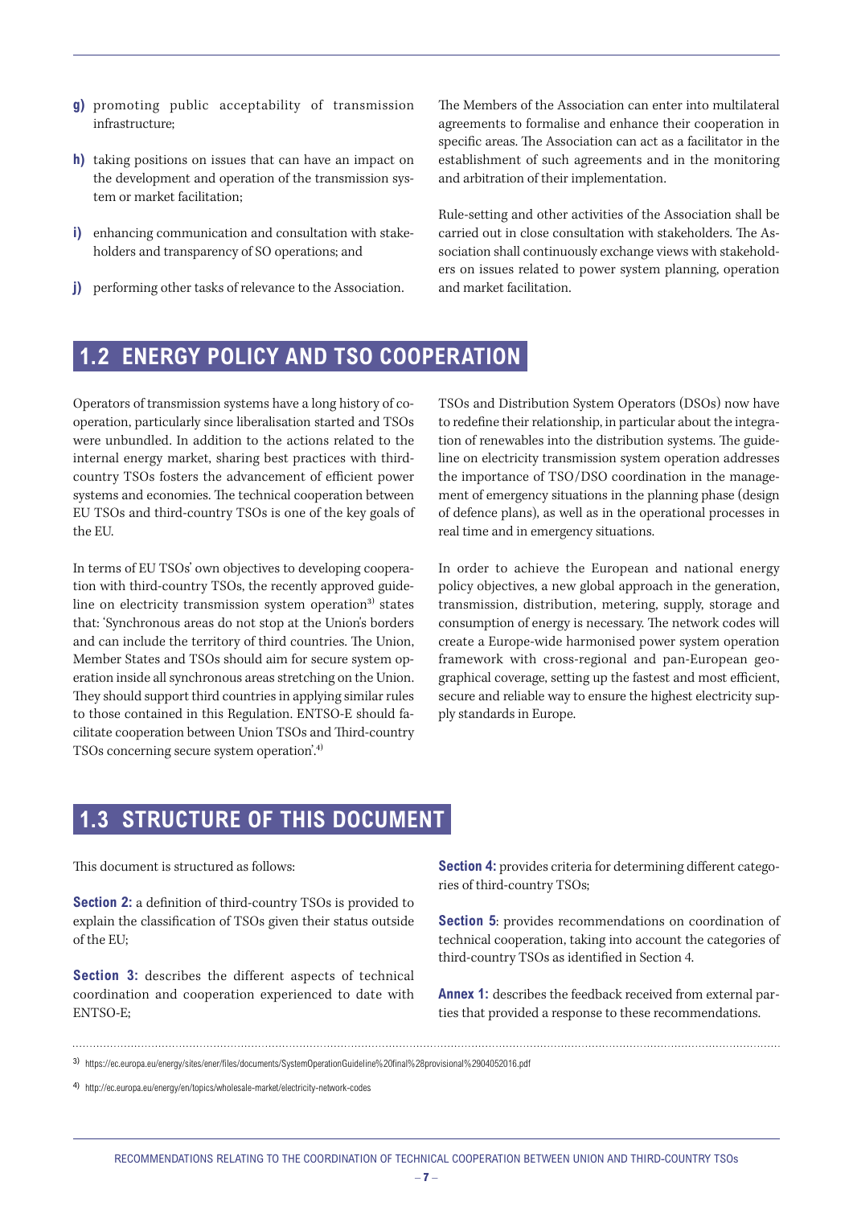**g)** promoting public acceptability of transmission infrastructure;

**h)** taking positions on issues that can have an impact on the development and operation of the transmission system or market facilitation;

**i)** enhancing communication and consultation with stakeholders and transparency of SO operations; and

**j)** performing other tasks of relevance to the Association.

The Members of the Association can enter into multilateral agreements to formalise and enhance their cooperation in specific areas. The Association can act as a facilitator in the establishment of such agreements and in the monitoring and arbitration of their implementation.

Rule-setting and other activities of the Association shall be carried out in close consultation with stakeholders. The Association shall continuously exchange views with stakeholders on issues related to power system planning, operation and market facilitation.

## 1.2 ENERGY POLICY AND TSO COOPERATION

Operators of transmission systems have a long history of cooperation, particularly since liberalisation started and TSOs were unbundled. In addition to the actions related to the internal energy market, sharing best practices with third-country TSOs fosters the advancement of efficient power systems and economies. The technical cooperation between EU TSOs and third-country TSOs is one of the key goals of the EU.

In terms of EU TSOs' own objectives to developing cooperation with third-country TSOs, the recently approved guideline on electricity transmission system operation[3] states that: 'Synchronous areas do not stop at the Union's borders and can include the territory of third countries. The Union, Member States and TSOs should aim for secure system operation inside all synchronous areas stretching on the Union. They should support third countries in applying similar rules to those contained in this Regulation. ENTSO-E should facilitate cooperation between Union TSOs and Third-country TSOs concerning secure system operation'.[4]

TSOs and Distribution System Operators (DSOs) now have to redefine their relationship, in particular about the integration of renewables into the distribution systems. The guideline on electricity transmission system operation addresses the importance of TSO/DSO coordination in the management of emergency situations in the planning phase (design of defence plans), as well as in the operational processes in real time and in emergency situations.

In order to achieve the European and national energy policy objectives, a new global approach in the generation, transmission, distribution, metering, supply, storage and consumption of energy is necessary. The network codes will create a Europe-wide harmonised power system operation framework with cross-regional and pan-European geographical coverage, setting up the fastest and most efficient, secure and reliable way to ensure the highest electricity supply standards in Europe.

## 1.3 STRUCTURE OF THIS DOCUMENT

This document is structured as follows:

**Section 2:** a definition of third-country TSOs is provided to explain the classification of TSOs given their status outside of the EU;

**Section 3:** describes the different aspects of technical coordination and cooperation experienced to date with ENTSO-E;

**Section 4:** provides criteria for determining different categories of third-country TSOs;

**Section 5**: provides recommendations on coordination of technical cooperation, taking into account the categories of third-country TSOs as identified in Section 4.

**Annex 1:** describes the feedback received from external parties that provided a response to these recommendations.

---

3) https://ec.europa.eu/energy/sites/ener/files/documents/SystemOperationGuideline%20final%28provisional%2904052016.pdf

4) http://ec.europa.eu/energy/en/topics/wholesale-market/electricity-network-codes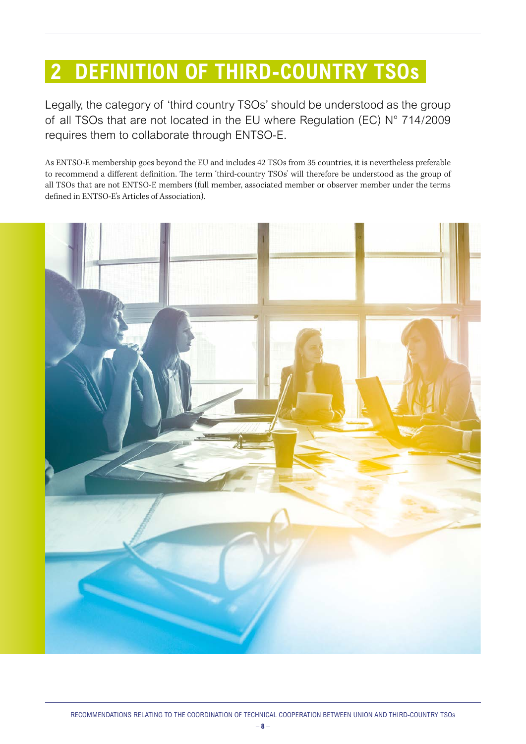# 2 DEFINITION OF THIRD-COUNTRY TSOs

Legally, the category of 'third country TSOs' should be understood as the group of all TSOs that are not located in the EU where Regulation (EC) N° 714/2009 requires them to collaborate through ENTSO-E.

As ENTSO-E membership goes beyond the EU and includes 42 TSOs from 35 countries, it is nevertheless preferable to recommend a different definition. The term 'third-country TSOs' will therefore be understood as the group of all TSOs that are not ENTSO-E members (full member, associated member or observer member under the terms defined in ENTSO-E's Articles of Association).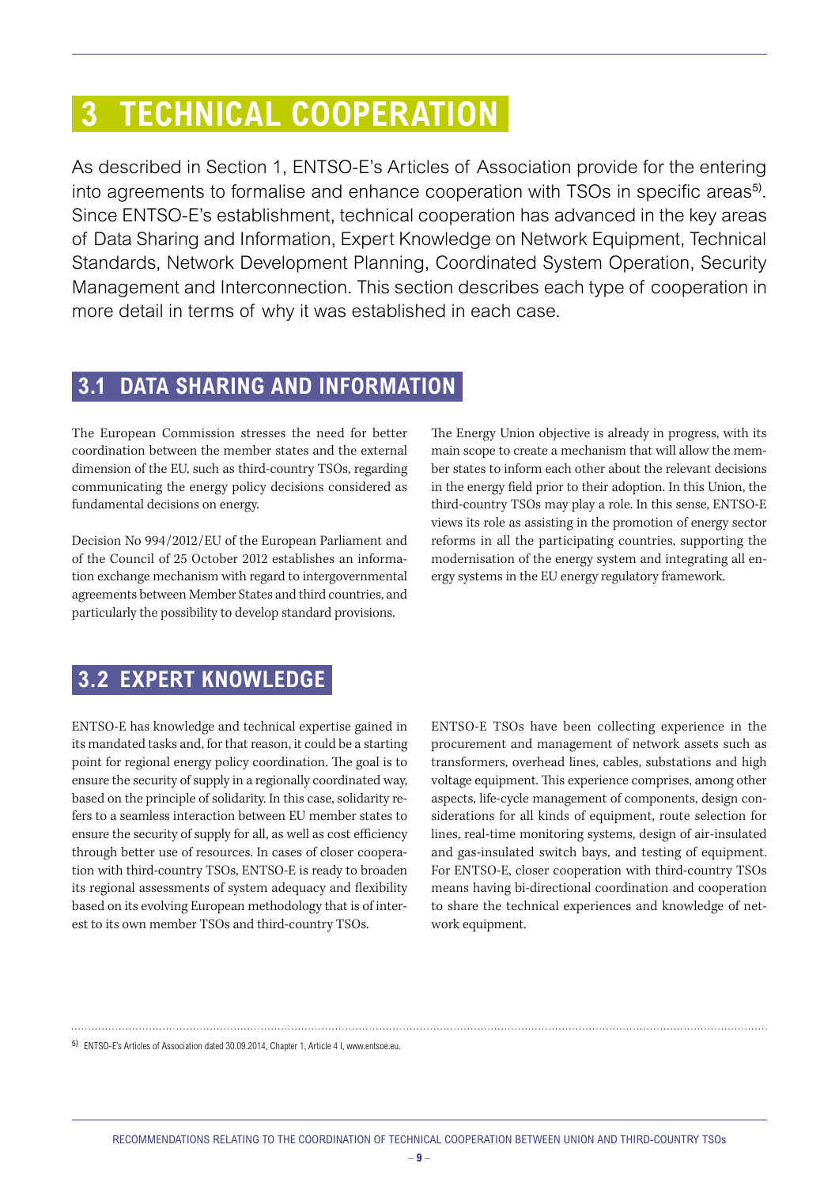# 3 TECHNICAL COOPERATION

As described in Section 1, ENTSO-E's Articles of Association provide for the entering into agreements to formalise and enhance cooperation with TSOs in specific areas[5)]. Since ENTSO-E's establishment, technical cooperation has advanced in the key areas of Data Sharing and Information, Expert Knowledge on Network Equipment, Technical Standards, Network Development Planning, Coordinated System Operation, Security Management and Interconnection. This section describes each type of cooperation in more detail in terms of why it was established in each case.

## 3.1 DATA SHARING AND INFORMATION

The European Commission stresses the need for better coordination between the member states and the external dimension of the EU, such as third-country TSOs, regarding communicating the energy policy decisions considered as fundamental decisions on energy.

Decision No 994/2012/EU of the European Parliament and of the Council of 25 October 2012 establishes an information exchange mechanism with regard to intergovernmental agreements between Member States and third countries, and particularly the possibility to develop standard provisions.

The Energy Union objective is already in progress, with its main scope to create a mechanism that will allow the member states to inform each other about the relevant decisions in the energy field prior to their adoption. In this Union, the third-country TSOs may play a role. In this sense, ENTSO-E views its role as assisting in the promotion of energy sector reforms in all the participating countries, supporting the modernisation of the energy system and integrating all energy systems in the EU energy regulatory framework.

## 3.2 EXPERT KNOWLEDGE

ENTSO-E has knowledge and technical expertise gained in its mandated tasks and, for that reason, it could be a starting point for regional energy policy coordination. The goal is to ensure the security of supply in a regionally coordinated way, based on the principle of solidarity. In this case, solidarity refers to a seamless interaction between EU member states to ensure the security of supply for all, as well as cost efficiency through better use of resources. In cases of closer cooperation with third-country TSOs, ENTSO-E is ready to broaden its regional assessments of system adequacy and flexibility based on its evolving European methodology that is of interest to its own member TSOs and third-country TSOs.

ENTSO-E TSOs have been collecting experience in the procurement and management of network assets such as transformers, overhead lines, cables, substations and high voltage equipment. This experience comprises, among other aspects, life-cycle management of components, design considerations for all kinds of equipment, route selection for lines, real-time monitoring systems, design of air-insulated and gas-insulated switch bays, and testing of equipment. For ENTSO-E, closer cooperation with third-country TSOs means having bi-directional coordination and cooperation to share the technical experiences and knowledge of network equipment.

---

5) ENTSO-E's Articles of Association dated 30.09.2014, Chapter 1, Article 4 I, www.entsoe.eu.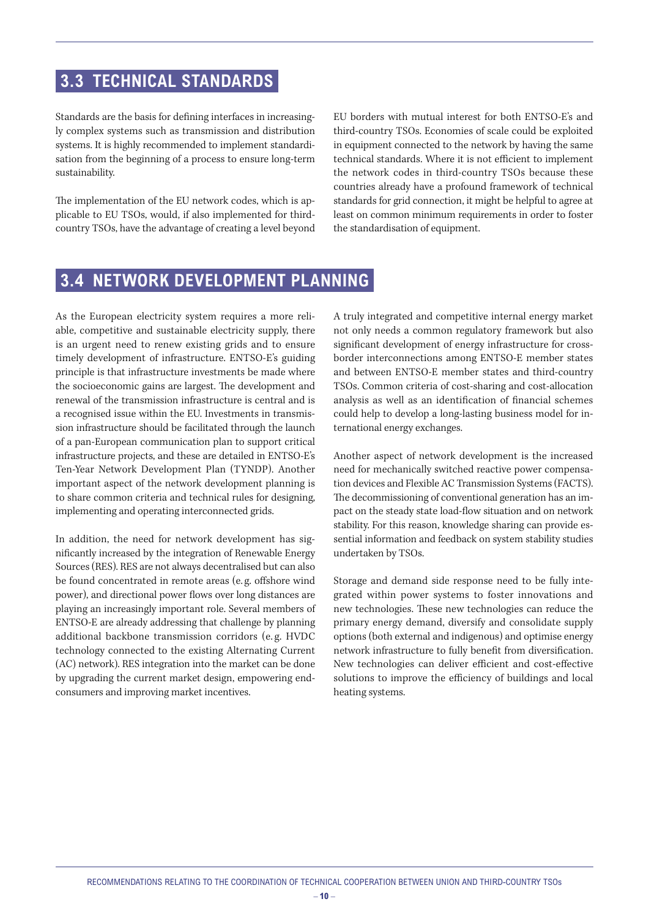## 3.3 TECHNICAL STANDARDS

Standards are the basis for defining interfaces in increasingly complex systems such as transmission and distribution systems. It is highly recommended to implement standardisation from the beginning of a process to ensure long-term sustainability.

The implementation of the EU network codes, which is applicable to EU TSOs, would, if also implemented for third-country TSOs, have the advantage of creating a level beyond EU borders with mutual interest for both ENTSO-E's and third-country TSOs. Economies of scale could be exploited in equipment connected to the network by having the same technical standards. Where it is not efficient to implement the network codes in third-country TSOs because these countries already have a profound framework of technical standards for grid connection, it might be helpful to agree at least on common minimum requirements in order to foster the standardisation of equipment.

## 3.4 NETWORK DEVELOPMENT PLANNING

As the European electricity system requires a more reliable, competitive and sustainable electricity supply, there is an urgent need to renew existing grids and to ensure timely development of infrastructure. ENTSO-E's guiding principle is that infrastructure investments be made where the socioeconomic gains are largest. The development and renewal of the transmission infrastructure is central and is a recognised issue within the EU. Investments in transmission infrastructure should be facilitated through the launch of a pan-European communication plan to support critical infrastructure projects, and these are detailed in ENTSO-E's Ten-Year Network Development Plan (TYNDP). Another important aspect of the network development planning is to share common criteria and technical rules for designing, implementing and operating interconnected grids.

In addition, the need for network development has significantly increased by the integration of Renewable Energy Sources (RES). RES are not always decentralised but can also be found concentrated in remote areas (e.g. offshore wind power), and directional power flows over long distances are playing an increasingly important role. Several members of ENTSO-E are already addressing that challenge by planning additional backbone transmission corridors (e.g. HVDC technology connected to the existing Alternating Current (AC) network). RES integration into the market can be done by upgrading the current market design, empowering end-consumers and improving market incentives.

A truly integrated and competitive internal energy market not only needs a common regulatory framework but also significant development of energy infrastructure for cross-border interconnections among ENTSO-E member states and between ENTSO-E member states and third-country TSOs. Common criteria of cost-sharing and cost-allocation analysis as well as an identification of financial schemes could help to develop a long-lasting business model for international energy exchanges.

Another aspect of network development is the increased need for mechanically switched reactive power compensation devices and Flexible AC Transmission Systems (FACTS). The decommissioning of conventional generation has an impact on the steady state load-flow situation and on network stability. For this reason, knowledge sharing can provide essential information and feedback on system stability studies undertaken by TSOs.

Storage and demand side response need to be fully integrated within power systems to foster innovations and new technologies. These new technologies can reduce the primary energy demand, diversify and consolidate supply options (both external and indigenous) and optimise energy network infrastructure to fully benefit from diversification. New technologies can deliver efficient and cost-effective solutions to improve the efficiency of buildings and local heating systems.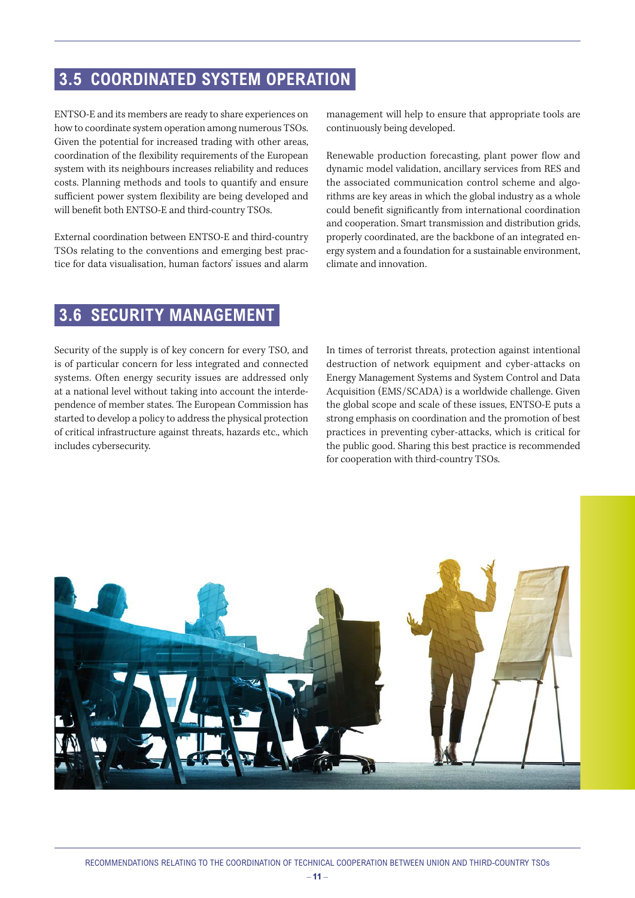## 3.5 COORDINATED SYSTEM OPERATION

ENTSO-E and its members are ready to share experiences on how to coordinate system operation among numerous TSOs. Given the potential for increased trading with other areas, coordination of the flexibility requirements of the European system with its neighbours increases reliability and reduces costs. Planning methods and tools to quantify and ensure sufficient power system flexibility are being developed and will benefit both ENTSO-E and third-country TSOs.

External coordination between ENTSO-E and third-country TSOs relating to the conventions and emerging best practice for data visualisation, human factors' issues and alarm management will help to ensure that appropriate tools are continuously being developed.

Renewable production forecasting, plant power flow and dynamic model validation, ancillary services from RES and the associated communication control scheme and algorithms are key areas in which the global industry as a whole could benefit significantly from international coordination and cooperation. Smart transmission and distribution grids, properly coordinated, are the backbone of an integrated energy system and a foundation for a sustainable environment, climate and innovation.

## 3.6 SECURITY MANAGEMENT

Security of the supply is of key concern for every TSO, and is of particular concern for less integrated and connected systems. Often energy security issues are addressed only at a national level without taking into account the interdependence of member states. The European Commission has started to develop a policy to address the physical protection of critical infrastructure against threats, hazards etc., which includes cybersecurity.

In times of terrorist threats, protection against intentional destruction of network equipment and cyber-attacks on Energy Management Systems and System Control and Data Acquisition (EMS/SCADA) is a worldwide challenge. Given the global scope and scale of these issues, ENTSO-E puts a strong emphasis on coordination and the promotion of best practices in preventing cyber-attacks, which is critical for the public good. Sharing this best practice is recommended for cooperation with third-country TSOs.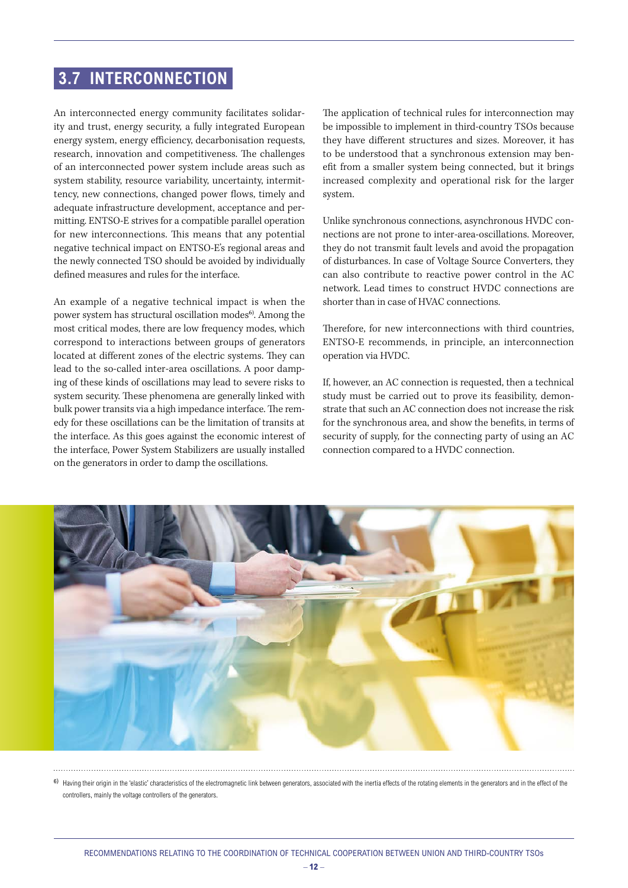## 3.7 INTERCONNECTION

An interconnected energy community facilitates solidarity and trust, energy security, a fully integrated European energy system, energy efficiency, decarbonisation requests, research, innovation and competitiveness. The challenges of an interconnected power system include areas such as system stability, resource variability, uncertainty, intermittency, new connections, changed power flows, timely and adequate infrastructure development, acceptance and permitting. ENTSO-E strives for a compatible parallel operation for new interconnections. This means that any potential negative technical impact on ENTSO-E's regional areas and the newly connected TSO should be avoided by individually defined measures and rules for the interface.

An example of a negative technical impact is when the power system has structural oscillation modes[6]. Among the most critical modes, there are low frequency modes, which correspond to interactions between groups of generators located at different zones of the electric systems. They can lead to the so-called inter-area oscillations. A poor damping of these kinds of oscillations may lead to severe risks to system security. These phenomena are generally linked with bulk power transits via a high impedance interface. The remedy for these oscillations can be the limitation of transits at the interface. As this goes against the economic interest of the interface, Power System Stabilizers are usually installed on the generators in order to damp the oscillations.

The application of technical rules for interconnection may be impossible to implement in third-country TSOs because they have different structures and sizes. Moreover, it has to be understood that a synchronous extension may benefit from a smaller system being connected, but it brings increased complexity and operational risk for the larger system.

Unlike synchronous connections, asynchronous HVDC connections are not prone to inter-area-oscillations. Moreover, they do not transmit fault levels and avoid the propagation of disturbances. In case of Voltage Source Converters, they can also contribute to reactive power control in the AC network. Lead times to construct HVDC connections are shorter than in case of HVAC connections.

Therefore, for new interconnections with third countries, ENTSO-E recommends, in principle, an interconnection operation via HVDC.

If, however, an AC connection is requested, then a technical study must be carried out to prove its feasibility, demonstrate that such an AC connection does not increase the risk for the synchronous area, and show the benefits, in terms of security of supply, for the connecting party of using an AC connection compared to a HVDC connection.

[6] Having their origin in the 'elastic' characteristics of the electromagnetic link between generators, associated with the inertia effects of the rotating elements in the generators and in the effect of the controllers, mainly the voltage controllers of the generators.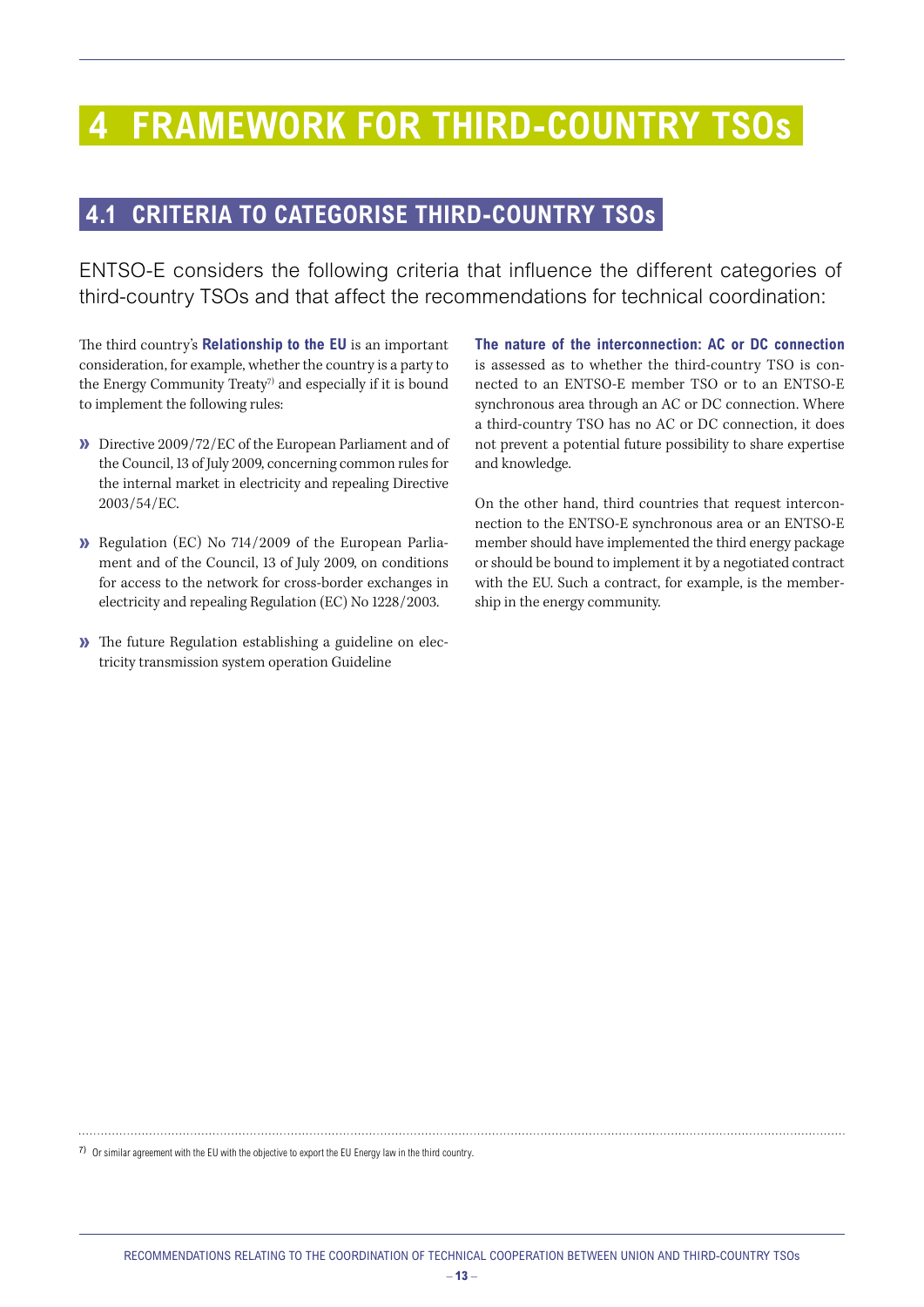# 4 FRAMEWORK FOR THIRD-COUNTRY TSOs

## 4.1 CRITERIA TO CATEGORISE THIRD-COUNTRY TSOs

ENTSO-E considers the following criteria that influence the different categories of third-country TSOs and that affect the recommendations for technical coordination:

The third country's **Relationship to the EU** is an important consideration, for example, whether the country is a party to the Energy Community Treaty[7] and especially if it is bound to implement the following rules:

- Directive 2009/72/EC of the European Parliament and of the Council, 13 of July 2009, concerning common rules for the internal market in electricity and repealing Directive 2003/54/EC.
- Regulation (EC) No 714/2009 of the European Parliament and of the Council, 13 of July 2009, on conditions for access to the network for cross-border exchanges in electricity and repealing Regulation (EC) No 1228/2003.
- The future Regulation establishing a guideline on electricity transmission system operation Guideline

**The nature of the interconnection: AC or DC connection** is assessed as to whether the third-country TSO is connected to an ENTSO-E member TSO or to an ENTSO-E synchronous area through an AC or DC connection. Where a third-country TSO has no AC or DC connection, it does not prevent a potential future possibility to share expertise and knowledge.

On the other hand, third countries that request interconnection to the ENTSO-E synchronous area or an ENTSO-E member should have implemented the third energy package or should be bound to implement it by a negotiated contract with the EU. Such a contract, for example, is the membership in the energy community.

---

[7] Or similar agreement with the EU with the objective to export the EU Energy law in the third country.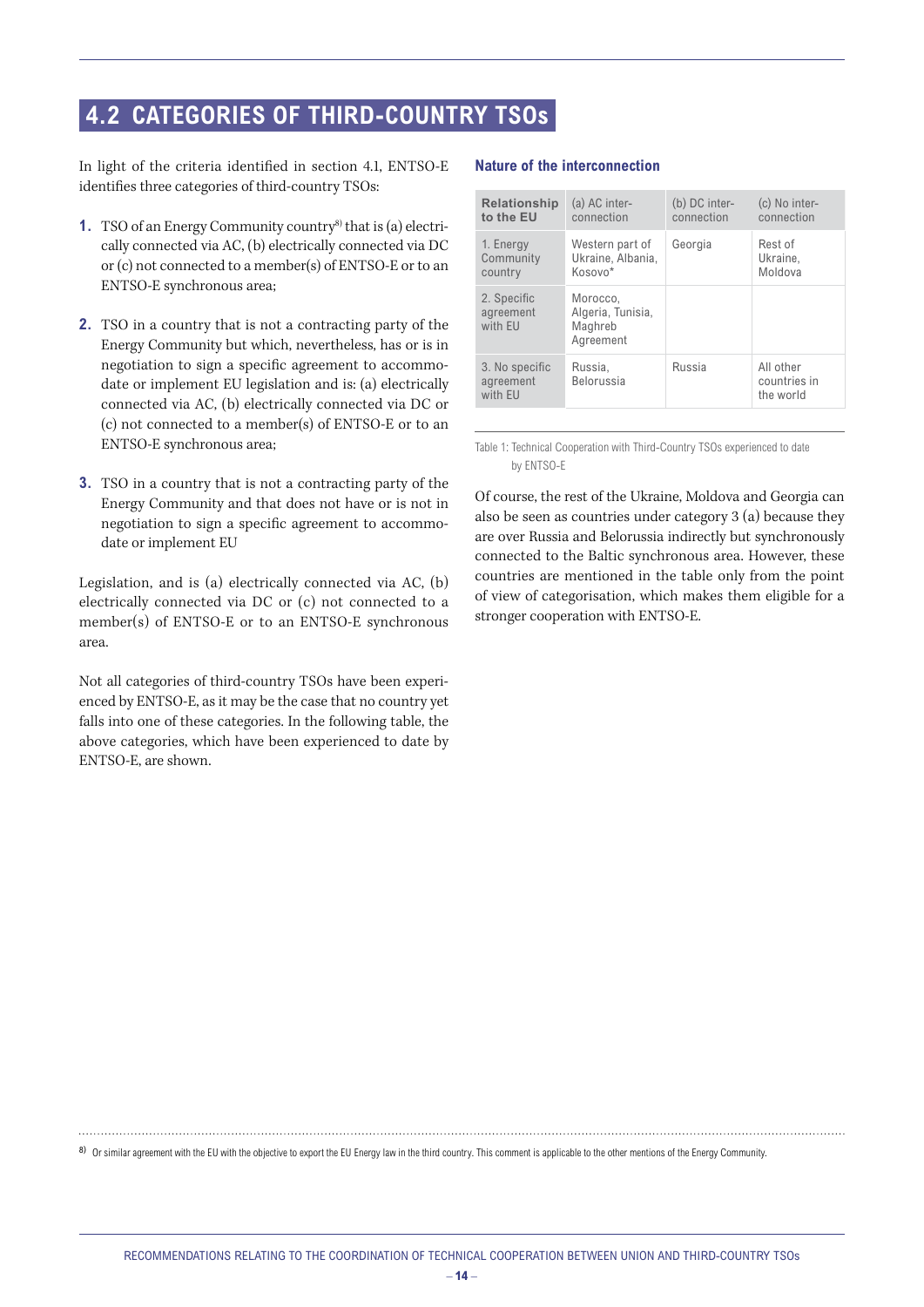## 4.2 CATEGORIES OF THIRD-COUNTRY TSOs

In light of the criteria identified in section 4.1, ENTSO-E identifies three categories of third-country TSOs:

1. TSO of an Energy Community country[8] that is (a) electrically connected via AC, (b) electrically connected via DC or (c) not connected to a member(s) of ENTSO-E or to an ENTSO-E synchronous area;

2. TSO in a country that is not a contracting party of the Energy Community but which, nevertheless, has or is in negotiation to sign a specific agreement to accommodate or implement EU legislation and is: (a) electrically connected via AC, (b) electrically connected via DC or (c) not connected to a member(s) of ENTSO-E or to an ENTSO-E synchronous area;

3. TSO in a country that is not a contracting party of the Energy Community and that does not have or is not in negotiation to sign a specific agreement to accommodate or implement EU

Legislation, and is (a) electrically connected via AC, (b) electrically connected via DC or (c) not connected to a member(s) of ENTSO-E or to an ENTSO-E synchronous area.

Not all categories of third-country TSOs have been experienced by ENTSO-E, as it may be the case that no country yet falls into one of these categories. In the following table, the above categories, which have been experienced to date by ENTSO-E, are shown.

**Nature of the interconnection**

| Relationship to the EU | (a) AC interconnection | (b) DC interconnection | (c) No interconnection |
|---|---|---|---|
| 1. Energy Community country | Western part of Ukraine, Albania, Kosovo* | Georgia | Rest of Ukraine, Moldova |
| 2. Specific agreement with EU | Morocco, Algeria, Tunisia, Maghreb Agreement | | |
| 3. No specific agreement with EU | Russia, Belorussia | Russia | All other countries in the world |

Table 1: Technical Cooperation with Third-Country TSOs experienced to date by ENTSO-E

Of course, the rest of the Ukraine, Moldova and Georgia can also be seen as countries under category 3 (a) because they are over Russia and Belorussia indirectly but synchronously connected to the Baltic synchronous area. However, these countries are mentioned in the table only from the point of view of categorisation, which makes them eligible for a stronger cooperation with ENTSO-E.

[8] Or similar agreement with the EU with the objective to export the EU Energy law in the third country. This comment is applicable to the other mentions of the Energy Community.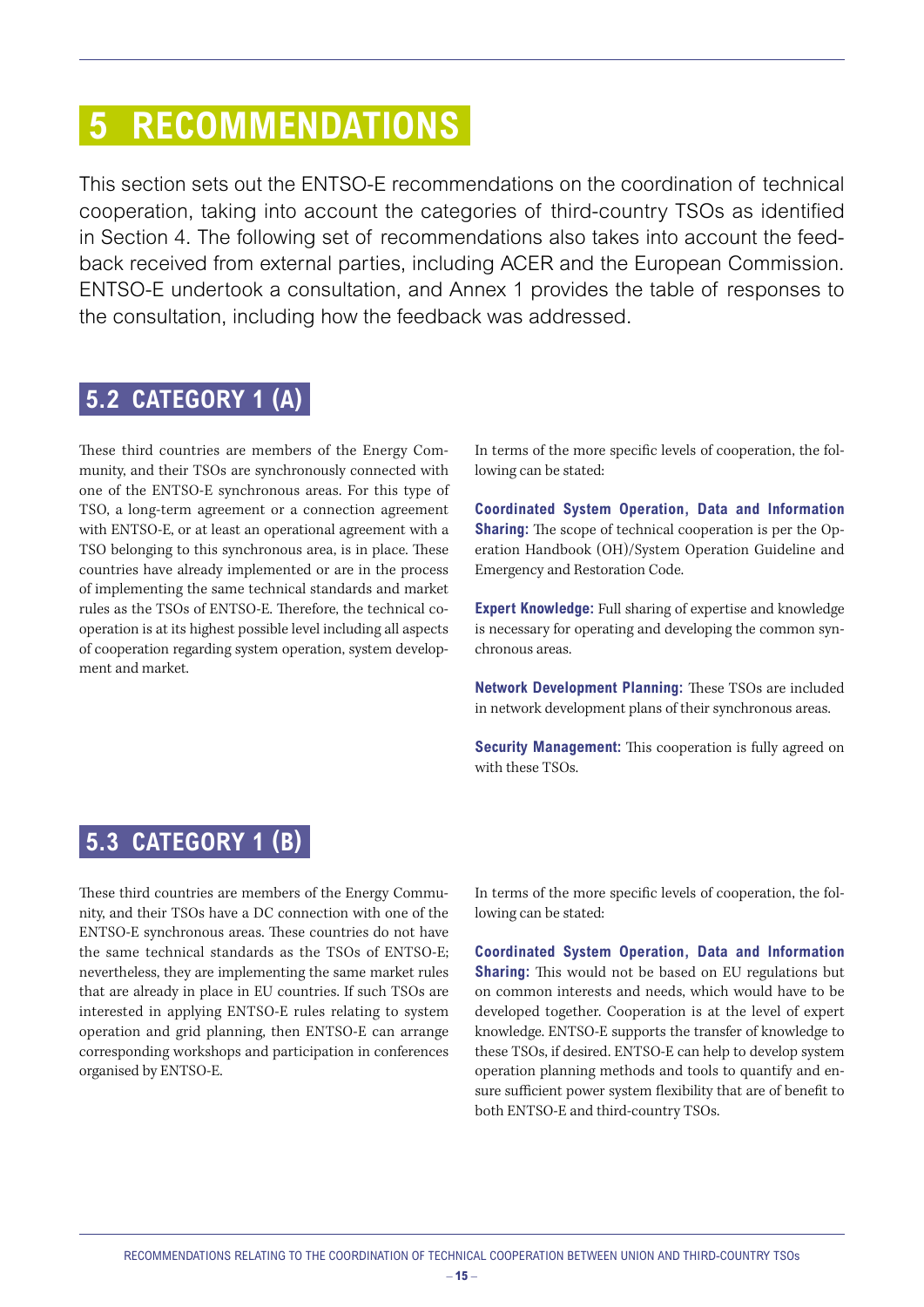# 5 RECOMMENDATIONS

This section sets out the ENTSO-E recommendations on the coordination of technical cooperation, taking into account the categories of third-country TSOs as identified in Section 4. The following set of recommendations also takes into account the feedback received from external parties, including ACER and the European Commission. ENTSO-E undertook a consultation, and Annex 1 provides the table of responses to the consultation, including how the feedback was addressed.

## 5.2 CATEGORY 1 (A)

These third countries are members of the Energy Community, and their TSOs are synchronously connected with one of the ENTSO-E synchronous areas. For this type of TSO, a long-term agreement or a connection agreement with ENTSO-E, or at least an operational agreement with a TSO belonging to this synchronous area, is in place. These countries have already implemented or are in the process of implementing the same technical standards and market rules as the TSOs of ENTSO-E. Therefore, the technical cooperation is at its highest possible level including all aspects of cooperation regarding system operation, system development and market.

In terms of the more specific levels of cooperation, the following can be stated:

**Coordinated System Operation, Data and Information Sharing:** The scope of technical cooperation is per the Operation Handbook (OH)/System Operation Guideline and Emergency and Restoration Code.

**Expert Knowledge:** Full sharing of expertise and knowledge is necessary for operating and developing the common synchronous areas.

**Network Development Planning:** These TSOs are included in network development plans of their synchronous areas.

**Security Management:** This cooperation is fully agreed on with these TSOs.

## 5.3 CATEGORY 1 (B)

These third countries are members of the Energy Community, and their TSOs have a DC connection with one of the ENTSO-E synchronous areas. These countries do not have the same technical standards as the TSOs of ENTSO-E; nevertheless, they are implementing the same market rules that are already in place in EU countries. If such TSOs are interested in applying ENTSO-E rules relating to system operation and grid planning, then ENTSO-E can arrange corresponding workshops and participation in conferences organised by ENTSO-E.

In terms of the more specific levels of cooperation, the following can be stated:

**Coordinated System Operation, Data and Information Sharing:** This would not be based on EU regulations but on common interests and needs, which would have to be developed together. Cooperation is at the level of expert knowledge. ENTSO-E supports the transfer of knowledge to these TSOs, if desired. ENTSO-E can help to develop system operation planning methods and tools to quantify and ensure sufficient power system flexibility that are of benefit to both ENTSO-E and third-country TSOs.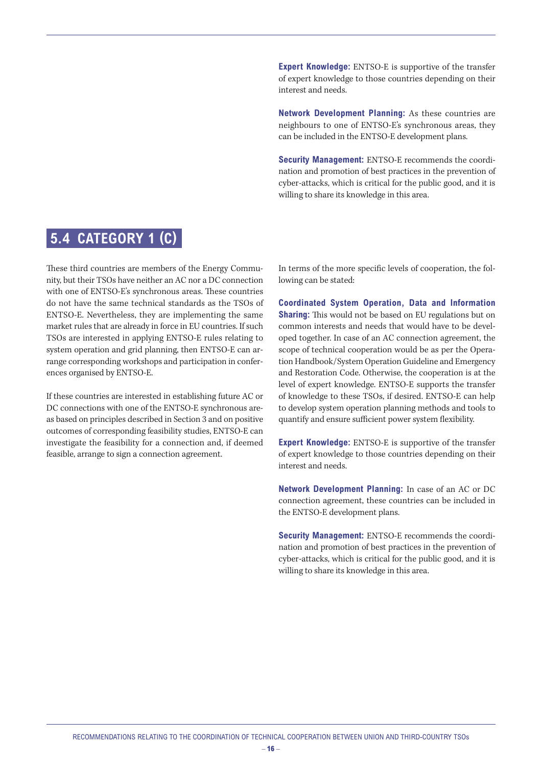**Expert Knowledge:** ENTSO-E is supportive of the transfer of expert knowledge to those countries depending on their interest and needs.

**Network Development Planning:** As these countries are neighbours to one of ENTSO-E's synchronous areas, they can be included in the ENTSO-E development plans.

**Security Management:** ENTSO-E recommends the coordination and promotion of best practices in the prevention of cyber-attacks, which is critical for the public good, and it is willing to share its knowledge in this area.

## 5.4 CATEGORY 1 (C)

These third countries are members of the Energy Community, but their TSOs have neither an AC nor a DC connection with one of ENTSO-E's synchronous areas. These countries do not have the same technical standards as the TSOs of ENTSO-E. Nevertheless, they are implementing the same market rules that are already in force in EU countries. If such TSOs are interested in applying ENTSO-E rules relating to system operation and grid planning, then ENTSO-E can arrange corresponding workshops and participation in conferences organised by ENTSO-E.

If these countries are interested in establishing future AC or DC connections with one of the ENTSO-E synchronous areas based on principles described in Section 3 and on positive outcomes of corresponding feasibility studies, ENTSO-E can investigate the feasibility for a connection and, if deemed feasible, arrange to sign a connection agreement.

In terms of the more specific levels of cooperation, the following can be stated:

**Coordinated System Operation, Data and Information Sharing:** This would not be based on EU regulations but on common interests and needs that would have to be developed together. In case of an AC connection agreement, the scope of technical cooperation would be as per the Operation Handbook/System Operation Guideline and Emergency and Restoration Code. Otherwise, the cooperation is at the level of expert knowledge. ENTSO-E supports the transfer of knowledge to these TSOs, if desired. ENTSO-E can help to develop system operation planning methods and tools to quantify and ensure sufficient power system flexibility.

**Expert Knowledge:** ENTSO-E is supportive of the transfer of expert knowledge to those countries depending on their interest and needs.

**Network Development Planning:** In case of an AC or DC connection agreement, these countries can be included in the ENTSO-E development plans.

**Security Management:** ENTSO-E recommends the coordination and promotion of best practices in the prevention of cyber-attacks, which is critical for the public good, and it is willing to share its knowledge in this area.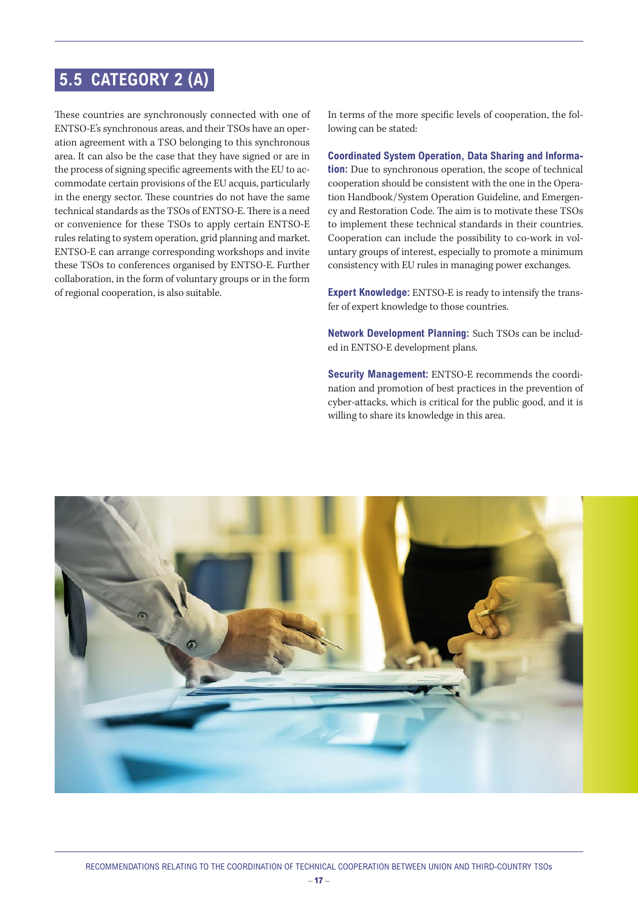## 5.5 CATEGORY 2 (A)

These countries are synchronously connected with one of ENTSO-E's synchronous areas, and their TSOs have an operation agreement with a TSO belonging to this synchronous area. It can also be the case that they have signed or are in the process of signing specific agreements with the EU to accommodate certain provisions of the EU acquis, particularly in the energy sector. These countries do not have the same technical standards as the TSOs of ENTSO-E. There is a need or convenience for these TSOs to apply certain ENTSO-E rules relating to system operation, grid planning and market. ENTSO-E can arrange corresponding workshops and invite these TSOs to conferences organised by ENTSO-E. Further collaboration, in the form of voluntary groups or in the form of regional cooperation, is also suitable.

In terms of the more specific levels of cooperation, the following can be stated:

**Coordinated System Operation, Data Sharing and Information:** Due to synchronous operation, the scope of technical cooperation should be consistent with the one in the Operation Handbook/System Operation Guideline, and Emergency and Restoration Code. The aim is to motivate these TSOs to implement these technical standards in their countries. Cooperation can include the possibility to co-work in voluntary groups of interest, especially to promote a minimum consistency with EU rules in managing power exchanges.

**Expert Knowledge:** ENTSO-E is ready to intensify the transfer of expert knowledge to those countries.

**Network Development Planning:** Such TSOs can be included in ENTSO-E development plans.

**Security Management:** ENTSO-E recommends the coordination and promotion of best practices in the prevention of cyber-attacks, which is critical for the public good, and it is willing to share its knowledge in this area.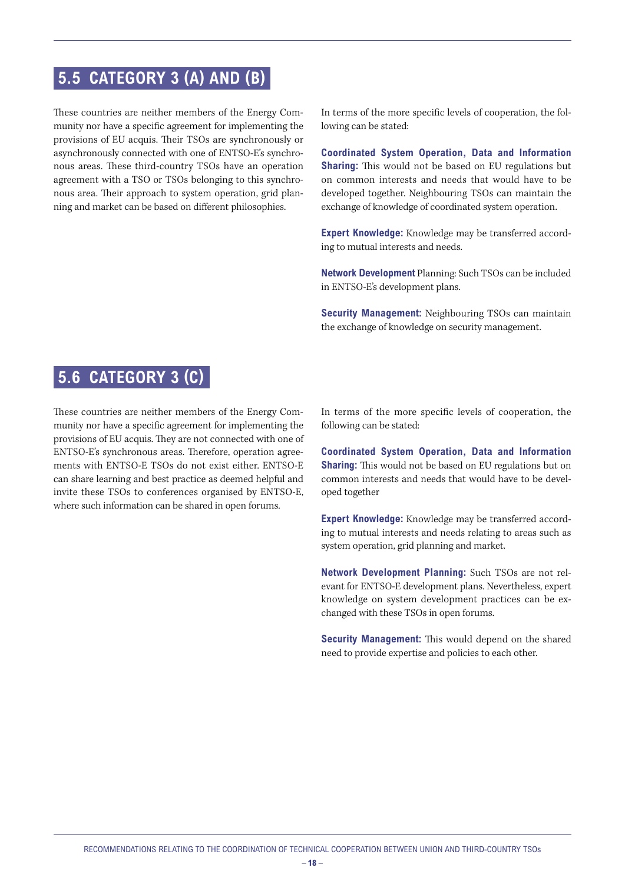## 5.5 CATEGORY 3 (A) AND (B)

These countries are neither members of the Energy Community nor have a specific agreement for implementing the provisions of EU acquis. Their TSOs are synchronously or asynchronously connected with one of ENTSO-E's synchronous areas. These third-country TSOs have an operation agreement with a TSO or TSOs belonging to this synchronous area. Their approach to system operation, grid planning and market can be based on different philosophies.

In terms of the more specific levels of cooperation, the following can be stated:

**Coordinated System Operation, Data and Information Sharing:** This would not be based on EU regulations but on common interests and needs that would have to be developed together. Neighbouring TSOs can maintain the exchange of knowledge of coordinated system operation.

**Expert Knowledge:** Knowledge may be transferred according to mutual interests and needs.

**Network Development** Planning: Such TSOs can be included in ENTSO-E's development plans.

**Security Management:** Neighbouring TSOs can maintain the exchange of knowledge on security management.

## 5.6 CATEGORY 3 (C)

These countries are neither members of the Energy Community nor have a specific agreement for implementing the provisions of EU acquis. They are not connected with one of ENTSO-E's synchronous areas. Therefore, operation agreements with ENTSO-E TSOs do not exist either. ENTSO-E can share learning and best practice as deemed helpful and invite these TSOs to conferences organised by ENTSO-E, where such information can be shared in open forums.

In terms of the more specific levels of cooperation, the following can be stated:

**Coordinated System Operation, Data and Information Sharing:** This would not be based on EU regulations but on common interests and needs that would have to be developed together

**Expert Knowledge:** Knowledge may be transferred according to mutual interests and needs relating to areas such as system operation, grid planning and market.

**Network Development Planning:** Such TSOs are not relevant for ENTSO-E development plans. Nevertheless, expert knowledge on system development practices can be exchanged with these TSOs in open forums.

**Security Management:** This would depend on the shared need to provide expertise and policies to each other.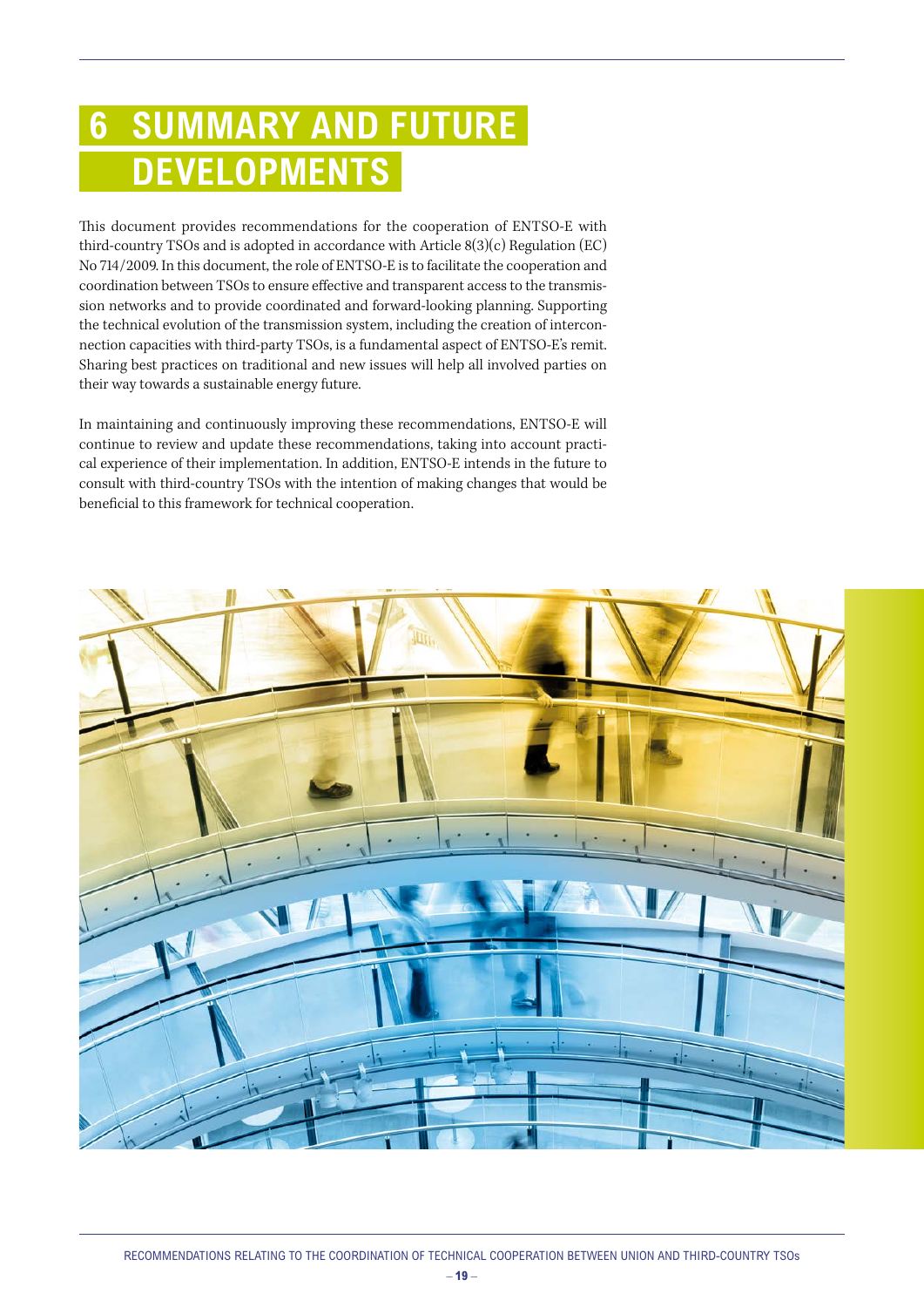# 6 SUMMARY AND FUTURE DEVELOPMENTS

This document provides recommendations for the cooperation of ENTSO-E with third-country TSOs and is adopted in accordance with Article 8(3)(c) Regulation (EC) No 714/2009. In this document, the role of ENTSO-E is to facilitate the cooperation and coordination between TSOs to ensure effective and transparent access to the transmission networks and to provide coordinated and forward-looking planning. Supporting the technical evolution of the transmission system, including the creation of interconnection capacities with third-party TSOs, is a fundamental aspect of ENTSO-E's remit. Sharing best practices on traditional and new issues will help all involved parties on their way towards a sustainable energy future.

In maintaining and continuously improving these recommendations, ENTSO-E will continue to review and update these recommendations, taking into account practical experience of their implementation. In addition, ENTSO-E intends in the future to consult with third-country TSOs with the intention of making changes that would be beneficial to this framework for technical cooperation.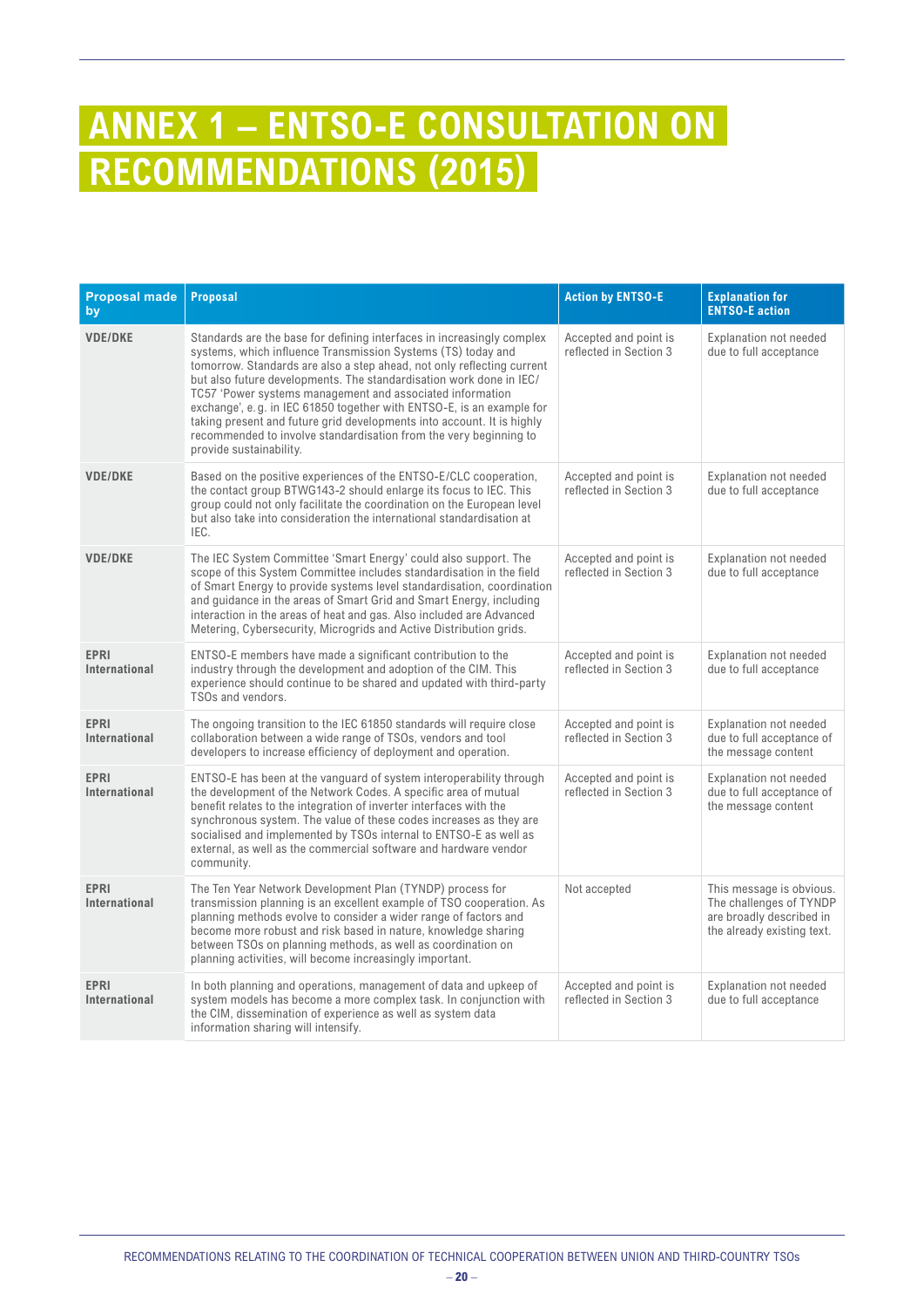# ANNEX 1 – ENTSO-E CONSULTATION ON RECOMMENDATIONS (2015)

| Proposal made by | Proposal | Action by ENTSO-E | Explanation for ENTSO-E action |
|---|---|---|---|
| **VDE/DKE** | Standards are the base for defining interfaces in increasingly complex systems, which influence Transmission Systems (TS) today and tomorrow. Standards are also a step ahead, not only reflecting current but also future developments. The standardisation work done in IEC/TC57 'Power systems management and associated information exchange', e.g. in IEC 61850 together with ENTSO-E, is an example for taking present and future grid developments into account. It is highly recommended to involve standardisation from the very beginning to provide sustainability. | Accepted and point is reflected in Section 3 | Explanation not needed due to full acceptance |
| **VDE/DKE** | Based on the positive experiences of the ENTSO-E/CLC cooperation, the contact group BTWG143-2 should enlarge its focus to IEC. This group could not only facilitate the coordination on the European level but also take into consideration the international standardisation at IEC. | Accepted and point is reflected in Section 3 | Explanation not needed due to full acceptance |
| **VDE/DKE** | The IEC System Committee 'Smart Energy' could also support. The scope of this System Committee includes standardisation in the field of Smart Energy to provide systems level standardisation, coordination and guidance in the areas of Smart Grid and Smart Energy, including interaction in the areas of heat and gas. Also included are Advanced Metering, Cybersecurity, Microgrids and Active Distribution grids. | Accepted and point is reflected in Section 3 | Explanation not needed due to full acceptance |
| **EPRI International** | ENTSO-E members have made a significant contribution to the industry through the development and adoption of the CIM. This experience should continue to be shared and updated with third-party TSOs and vendors. | Accepted and point is reflected in Section 3 | Explanation not needed due to full acceptance |
| **EPRI International** | The ongoing transition to the IEC 61850 standards will require close collaboration between a wide range of TSOs, vendors and tool developers to increase efficiency of deployment and operation. | Accepted and point is reflected in Section 3 | Explanation not needed due to full acceptance of the message content |
| **EPRI International** | ENTSO-E has been at the vanguard of system interoperability through the development of the Network Codes. A specific area of mutual benefit relates to the integration of inverter interfaces with the synchronous system. The value of these codes increases as they are socialised and implemented by TSOs internal to ENTSO-E as well as external, as well as the commercial software and hardware vendor community. | Accepted and point is reflected in Section 3 | Explanation not needed due to full acceptance of the message content |
| **EPRI International** | The Ten Year Network Development Plan (TYNDP) process for transmission planning is an excellent example of TSO cooperation. As planning methods evolve to consider a wider range of factors and become more robust and risk based in nature, knowledge sharing between TSOs on planning methods, as well as coordination on planning activities, will become increasingly important. | Not accepted | This message is obvious. The challenges of TYNDP are broadly described in the already existing text. |
| **EPRI International** | In both planning and operations, management of data and upkeep of system models has become a more complex task. In conjunction with the CIM, dissemination of experience as well as system data information sharing will intensify. | Accepted and point is reflected in Section 3 | Explanation not needed due to full acceptance |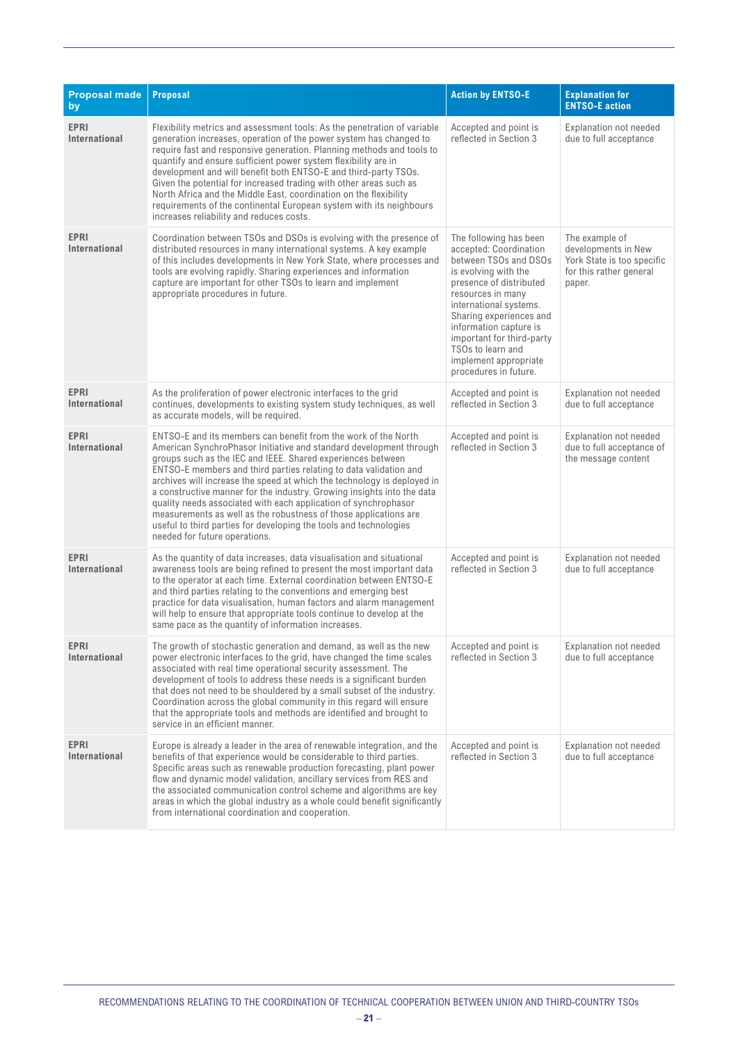| Proposal made by | Proposal | Action by ENTSO-E | Explanation for ENTSO-E action |
|---|---|---|---|
| **EPRI International** | Flexibility metrics and assessment tools: As the penetration of variable generation increases, operation of the power system has changed to require fast and responsive generation. Planning methods and tools to quantify and ensure sufficient power system flexibility are in development and will benefit both ENTSO-E and third-party TSOs. Given the potential for increased trading with other areas such as North Africa and the Middle East, coordination on the flexibility requirements of the continental European system with its neighbours increases reliability and reduces costs. | Accepted and point is reflected in Section 3 | Explanation not needed due to full acceptance |
| **EPRI International** | Coordination between TSOs and DSOs is evolving with the presence of distributed resources in many international systems. A key example of this includes developments in New York State, where processes and tools are evolving rapidly. Sharing experiences and information capture are important for other TSOs to learn and implement appropriate procedures in future. | The following has been accepted: Coordination between TSOs and DSOs is evolving with the presence of distributed resources in many international systems. Sharing experiences and information capture is important for third-party TSOs to learn and implement appropriate procedures in future. | The example of developments in New York State is too specific for this rather general paper. |
| **EPRI International** | As the proliferation of power electronic interfaces to the grid continues, developments to existing system study techniques, as well as accurate models, will be required. | Accepted and point is reflected in Section 3 | Explanation not needed due to full acceptance |
| **EPRI International** | ENTSO-E and its members can benefit from the work of the North American SynchroPhasor Initiative and standard development through groups such as the IEC and IEEE. Shared experiences between ENTSO-E members and third parties relating to data validation and archives will increase the speed at which the technology is deployed in a constructive manner for the industry. Growing insights into the data quality needs associated with each application of synchrophasor measurements as well as the robustness of those applications are useful to third parties for developing the tools and technologies needed for future operations. | Accepted and point is reflected in Section 3 | Explanation not needed due to full acceptance of the message content |
| **EPRI International** | As the quantity of data increases, data visualisation and situational awareness tools are being refined to present the most important data to the operator at each time. External coordination between ENTSO-E and third parties relating to the conventions and emerging best practice for data visualisation, human factors and alarm management will help to ensure that appropriate tools continue to develop at the same pace as the quantity of information increases. | Accepted and point is reflected in Section 3 | Explanation not needed due to full acceptance |
| **EPRI International** | The growth of stochastic generation and demand, as well as the new power electronic interfaces to the grid, have changed the time scales associated with real time operational security assessment. The development of tools to address these needs is a significant burden that does not need to be shouldered by a small subset of the industry. Coordination across the global community in this regard will ensure that the appropriate tools and methods are identified and brought to service in an efficient manner. | Accepted and point is reflected in Section 3 | Explanation not needed due to full acceptance |
| **EPRI International** | Europe is already a leader in the area of renewable integration, and the benefits of that experience would be considerable to third parties. Specific areas such as renewable production forecasting, plant power flow and dynamic model validation, ancillary services from RES and the associated communication control scheme and algorithms are key areas in which the global industry as a whole could benefit significantly from international coordination and cooperation. | Accepted and point is reflected in Section 3 | Explanation not needed due to full acceptance |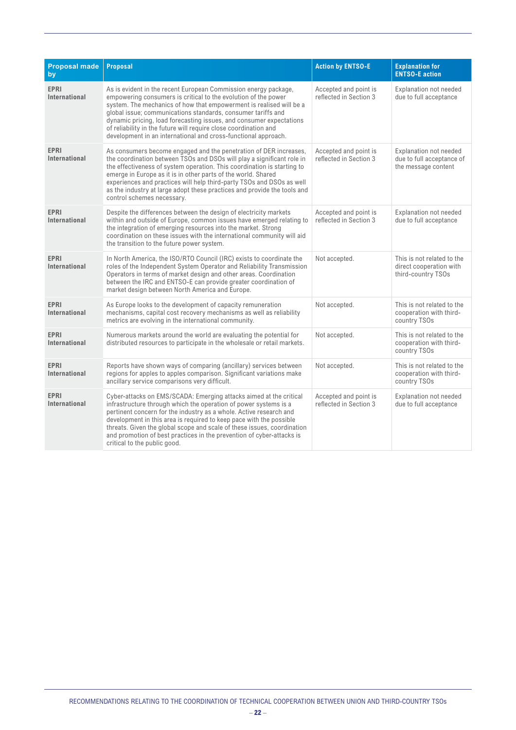| Proposal made by | Proposal | Action by ENTSO-E | Explanation for ENTSO-E action |
|---|---|---|---|
| **EPRI International** | As is evident in the recent European Commission energy package, empowering consumers is critical to the evolution of the power system. The mechanics of how that empowerment is realised will be a global issue; communications standards, consumer tariffs and dynamic pricing, load forecasting issues, and consumer expectations of reliability in the future will require close coordination and development in an international and cross-functional approach. | Accepted and point is reflected in Section 3 | Explanation not needed due to full acceptance |
| **EPRI International** | As consumers become engaged and the penetration of DER increases, the coordination between TSOs and DSOs will play a significant role in the effectiveness of system operation. This coordination is starting to emerge in Europe as it is in other parts of the world. Shared experiences and practices will help third-party TSOs and DSOs as well as the industry at large adopt these practices and provide the tools and control schemes necessary. | Accepted and point is reflected in Section 3 | Explanation not needed due to full acceptance of the message content |
| **EPRI International** | Despite the differences between the design of electricity markets within and outside of Europe, common issues have emerged relating to the integration of emerging resources into the market. Strong coordination on these issues with the international community will aid the transition to the future power system. | Accepted and point is reflected in Section 3 | Explanation not needed due to full acceptance |
| **EPRI International** | In North America, the ISO/RTO Council (IRC) exists to coordinate the roles of the Independent System Operator and Reliability Transmission Operators in terms of market design and other areas. Coordination between the IRC and ENTSO-E can provide greater coordination of market design between North America and Europe. | Not accepted. | This is not related to the direct cooperation with third-country TSOs |
| **EPRI International** | As Europe looks to the development of capacity remuneration mechanisms, capital cost recovery mechanisms as well as reliability metrics are evolving in the international community. | Not accepted. | This is not related to the cooperation with third-country TSOs |
| **EPRI International** | Numerous markets around the world are evaluating the potential for distributed resources to participate in the wholesale or retail markets. | Not accepted. | This is not related to the cooperation with third-country TSOs |
| **EPRI International** | Reports have shown ways of comparing (ancillary) services between regions for apples to apples comparison. Significant variations make ancillary service comparisons very difficult. | Not accepted. | This is not related to the cooperation with third-country TSOs |
| **EPRI International** | Cyber-attacks on EMS/SCADA: Emerging attacks aimed at the critical infrastructure through which the operation of power systems is a pertinent concern for the industry as a whole. Active research and development in this area is required to keep pace with the possible threats. Given the global scope and scale of these issues, coordination and promotion of best practices in the prevention of cyber-attacks is critical to the public good. | Accepted and point is reflected in Section 3 | Explanation not needed due to full acceptance |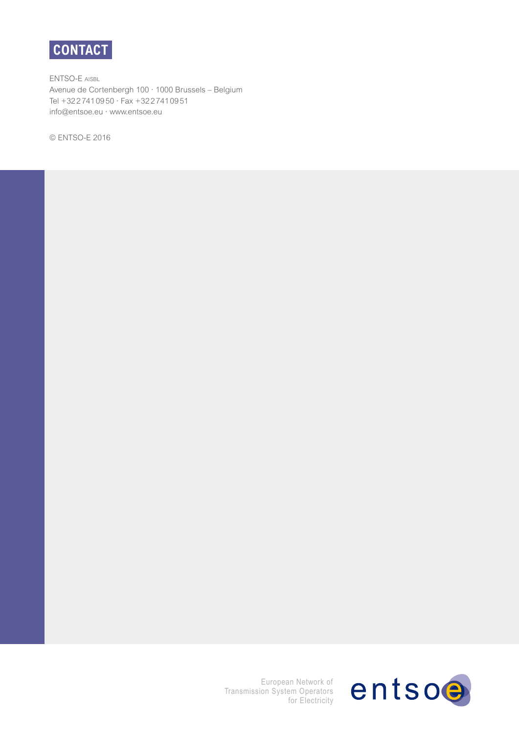# CONTACT

ENTSO-E AISBL
Avenue de Cortenbergh 100 · 1000 Brussels – Belgium
Tel +32 2 741 09 50 · Fax +32 2 741 09 51
info@entsoe.eu · www.entsoe.eu

© ENTSO-E 2016

European Network of
Transmission System Operators
for Electricity

entsoe